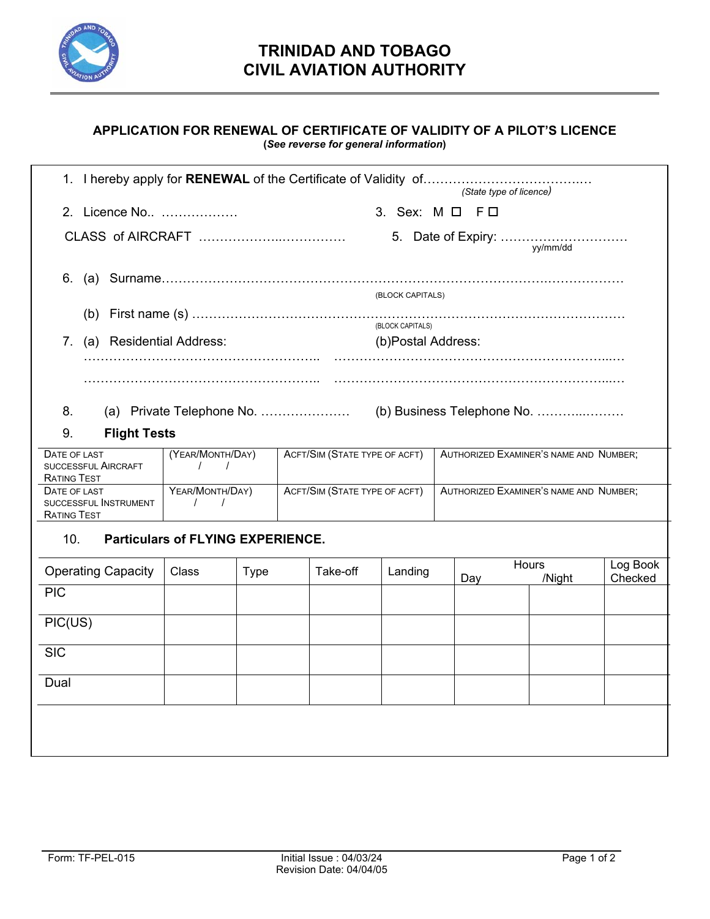# TRINIDAD AND TOBAGO
# CIVIL AVIATION AUTHORITY

## APPLICATION FOR RENEWAL OF CERTIFICATE OF VALIDITY OF A PILOT'S LICENCE

(***See reverse for general information***)

1. I hereby apply for **RENEWAL** of the Certificate of Validity of…………………………………… *(State type of licence)*

2. Licence No.. ………………  3. Sex: M ☐ F ☐

CLASS of AIRCRAFT ………………..……………  5. Date of Expiry: ………………………… yy/mm/dd

6. (a) Surname……………………………………………………………………………………………… (BLOCK CAPITALS)

   (b) First name (s) ………………………………………………………………………………………… (BLOCK CAPITALS)

7. (a) Residential Address:  (b)Postal Address:

   ………………………………………………..  ……………………………………………………………
   
   ………………………………………………..  ……………………………………………………………

8. (a) Private Telephone No. …………………  (b) Business Telephone No. ……….……….

9. **Flight Tests**

| Date of last successful Aircraft Rating Test | (Year/Month/Day) / / | Acft/Sim (State type of acft) | Authorized Examiner's name and Number; |
|---|---|---|---|
| Date of last successful Instrument Rating Test | Year/Month/Day) / / | Acft/Sim (State type of acft) | Authorized Examiner's name and Number; |

10. **Particulars of FLYING EXPERIENCE.**

| Operating Capacity | Class | Type | Take-off | Landing | Hours Day | /Night | Log Book Checked |
|---|---|---|---|---|---|---|---|
| PIC | | | | | | | |
| PIC(US) | | | | | | | |
| SIC | | | | | | | |
| Dual | | | | | | | |

Form: TF-PEL-015  Initial Issue : 04/03/24  Revision Date: 04/04/05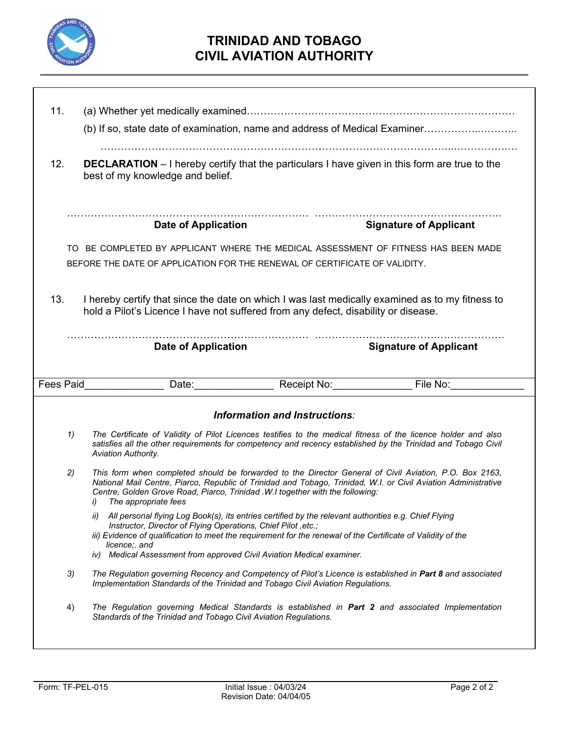# TRINIDAD AND TOBAGO CIVIL AVIATION AUTHORITY

11. (a) Whether yet medically examined……………………………………………………………………………

(b) If so, state date of examination, name and address of Medical Examiner………………………..

……………………………………………………………………………………………………………………

12. **DECLARATION** – I hereby certify that the particulars I have given in this form are true to the best of my knowledge and belief.

……………………………………………………… ………………………………………………

**Date of Application** **Signature of Applicant**

TO BE COMPLETED BY APPLICANT WHERE THE MEDICAL ASSESSMENT OF FITNESS HAS BEEN MADE BEFORE THE DATE OF APPLICATION FOR THE RENEWAL OF CERTIFICATE OF VALIDITY.

13. I hereby certify that since the date on which I was last medically examined as to my fitness to hold a Pilot's Licence I have not suffered from any defect, disability or disease.

……………………………………………………… ………………………………………………

**Date of Application** **Signature of Applicant**

Fees Paid_____________ Date:_____________ Receipt No:_____________ File No:____________

***Information and Instructions:***

*1) The Certificate of Validity of Pilot Licences testifies to the medical fitness of the licence holder and also satisfies all the other requirements for competency and recency established by the Trinidad and Tobago Civil Aviation Authority.*

*2) This form when completed should be forwarded to the Director General of Civil Aviation, P.O. Box 2163, National Mail Centre, Piarco, Republic of Trinidad and Tobago, Trinidad, W.I. or Civil Aviation Administrative Centre, Golden Grove Road, Piarco, Trinidad .W.I together with the following:*

*i) The appropriate fees*

*ii) All personal flying Log Book(s), its entries certified by the relevant authorities e.g. Chief Flying Instructor, Director of Flying Operations, Chief Pilot ,etc.;*

*iii) Evidence of qualification to meet the requirement for the renewal of the Certificate of Validity of the licence;. and*

*iv) Medical Assessment from approved Civil Aviation Medical examiner.*

*3) The Regulation governing Recency and Competency of Pilot's Licence is established in **Part 8** and associated Implementation Standards of the Trinidad and Tobago Civil Aviation Regulations.*

*4) The Regulation governing Medical Standards is established in **Part 2** and associated Implementation Standards of the Trinidad and Tobago Civil Aviation Regulations.*

Form: TF-PEL-015 Initial Issue : 04/03/24 Revision Date: 04/04/05